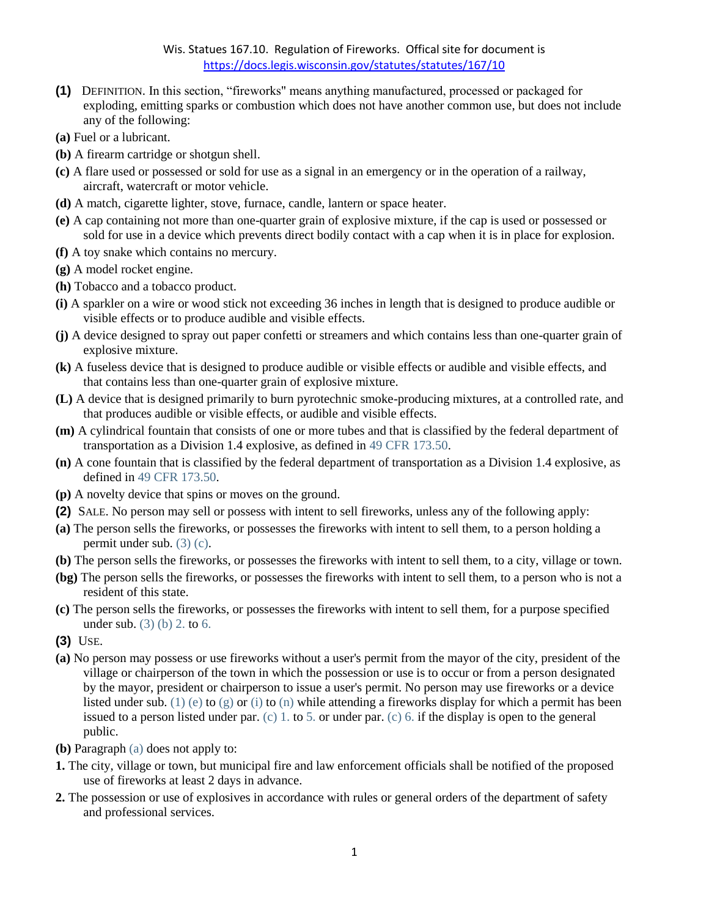Wis. Statues 167.10. Regulation of Fireworks. Offical site for document is https://docs.legis.wisconsin.gov/statutes/statutes/167/10

**(1)** DEFINITION. In this section, "fireworks" means anything manufactured, processed or packaged for exploding, emitting sparks or combustion which does not have another common use, but does not include any of the following:

**(a)** Fuel or a lubricant.

**(b)** A firearm cartridge or shotgun shell.

**(c)** A flare used or possessed or sold for use as a signal in an emergency or in the operation of a railway, aircraft, watercraft or motor vehicle.

**(d)** A match, cigarette lighter, stove, furnace, candle, lantern or space heater.

**(e)** A cap containing not more than one-quarter grain of explosive mixture, if the cap is used or possessed or sold for use in a device which prevents direct bodily contact with a cap when it is in place for explosion.

**(f)** A toy snake which contains no mercury.

**(g)** A model rocket engine.

**(h)** Tobacco and a tobacco product.

**(i)** A sparkler on a wire or wood stick not exceeding 36 inches in length that is designed to produce audible or visible effects or to produce audible and visible effects.

**(j)** A device designed to spray out paper confetti or streamers and which contains less than one-quarter grain of explosive mixture.

**(k)** A fuseless device that is designed to produce audible or visible effects or audible and visible effects, and that contains less than one-quarter grain of explosive mixture.

**(L)** A device that is designed primarily to burn pyrotechnic smoke-producing mixtures, at a controlled rate, and that produces audible or visible effects, or audible and visible effects.

**(m)** A cylindrical fountain that consists of one or more tubes and that is classified by the federal department of transportation as a Division 1.4 explosive, as defined in 49 CFR 173.50.

**(n)** A cone fountain that is classified by the federal department of transportation as a Division 1.4 explosive, as defined in 49 CFR 173.50.

**(p)** A novelty device that spins or moves on the ground.

**(2)** SALE. No person may sell or possess with intent to sell fireworks, unless any of the following apply:

**(a)** The person sells the fireworks, or possesses the fireworks with intent to sell them, to a person holding a permit under sub. (3) (c).

**(b)** The person sells the fireworks, or possesses the fireworks with intent to sell them, to a city, village or town.

**(bg)** The person sells the fireworks, or possesses the fireworks with intent to sell them, to a person who is not a resident of this state.

**(c)** The person sells the fireworks, or possesses the fireworks with intent to sell them, for a purpose specified under sub. (3) (b) 2. to 6.

**(3)** USE.

**(a)** No person may possess or use fireworks without a user's permit from the mayor of the city, president of the village or chairperson of the town in which the possession or use is to occur or from a person designated by the mayor, president or chairperson to issue a user's permit. No person may use fireworks or a device listed under sub. (1) (e) to (g) or (i) to (n) while attending a fireworks display for which a permit has been issued to a person listed under par. (c) 1. to 5. or under par. (c) 6. if the display is open to the general public.

**(b)** Paragraph (a) does not apply to:

**1.** The city, village or town, but municipal fire and law enforcement officials shall be notified of the proposed use of fireworks at least 2 days in advance.

**2.** The possession or use of explosives in accordance with rules or general orders of the department of safety and professional services.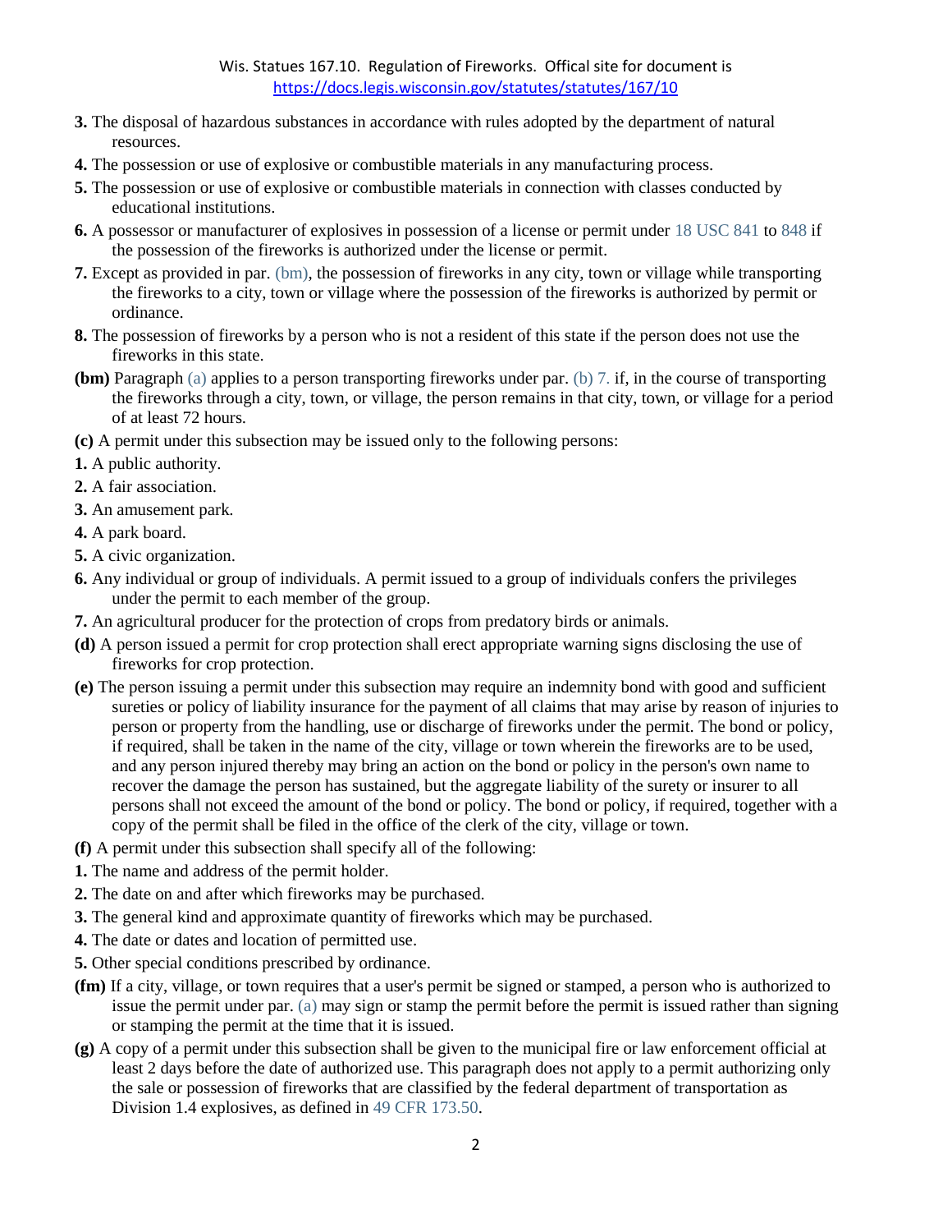**3.** The disposal of hazardous substances in accordance with rules adopted by the department of natural resources.

**4.** The possession or use of explosive or combustible materials in any manufacturing process.

**5.** The possession or use of explosive or combustible materials in connection with classes conducted by educational institutions.

**6.** A possessor or manufacturer of explosives in possession of a license or permit under 18 USC 841 to 848 if the possession of the fireworks is authorized under the license or permit.

**7.** Except as provided in par. (bm), the possession of fireworks in any city, town or village while transporting the fireworks to a city, town or village where the possession of the fireworks is authorized by permit or ordinance.

**8.** The possession of fireworks by a person who is not a resident of this state if the person does not use the fireworks in this state.

**(bm)** Paragraph (a) applies to a person transporting fireworks under par. (b) 7. if, in the course of transporting the fireworks through a city, town, or village, the person remains in that city, town, or village for a period of at least 72 hours.

**(c)** A permit under this subsection may be issued only to the following persons:

**1.** A public authority.

**2.** A fair association.

**3.** An amusement park.

**4.** A park board.

**5.** A civic organization.

**6.** Any individual or group of individuals. A permit issued to a group of individuals confers the privileges under the permit to each member of the group.

**7.** An agricultural producer for the protection of crops from predatory birds or animals.

**(d)** A person issued a permit for crop protection shall erect appropriate warning signs disclosing the use of fireworks for crop protection.

**(e)** The person issuing a permit under this subsection may require an indemnity bond with good and sufficient sureties or policy of liability insurance for the payment of all claims that may arise by reason of injuries to person or property from the handling, use or discharge of fireworks under the permit. The bond or policy, if required, shall be taken in the name of the city, village or town wherein the fireworks are to be used, and any person injured thereby may bring an action on the bond or policy in the person's own name to recover the damage the person has sustained, but the aggregate liability of the surety or insurer to all persons shall not exceed the amount of the bond or policy. The bond or policy, if required, together with a copy of the permit shall be filed in the office of the clerk of the city, village or town.

**(f)** A permit under this subsection shall specify all of the following:

**1.** The name and address of the permit holder.

**2.** The date on and after which fireworks may be purchased.

**3.** The general kind and approximate quantity of fireworks which may be purchased.

**4.** The date or dates and location of permitted use.

**5.** Other special conditions prescribed by ordinance.

**(fm)** If a city, village, or town requires that a user's permit be signed or stamped, a person who is authorized to issue the permit under par. (a) may sign or stamp the permit before the permit is issued rather than signing or stamping the permit at the time that it is issued.

**(g)** A copy of a permit under this subsection shall be given to the municipal fire or law enforcement official at least 2 days before the date of authorized use. This paragraph does not apply to a permit authorizing only the sale or possession of fireworks that are classified by the federal department of transportation as Division 1.4 explosives, as defined in 49 CFR 173.50.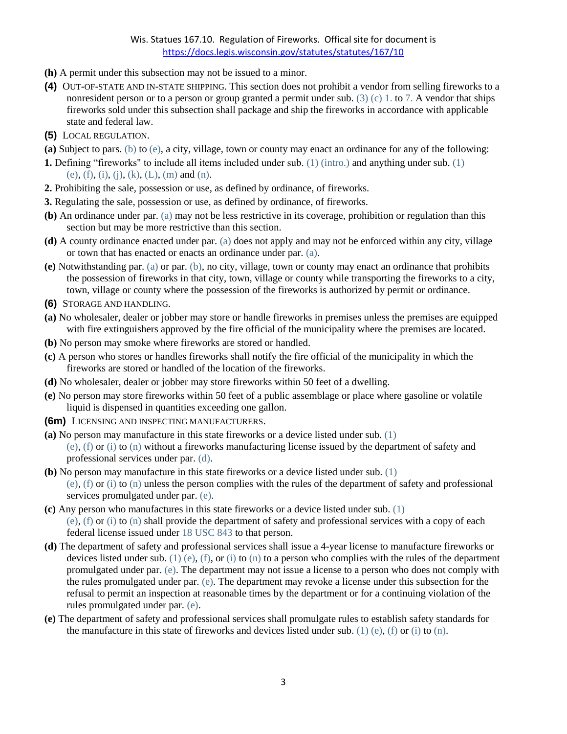**(h)** A permit under this subsection may not be issued to a minor.

**(4)** OUT-OF-STATE AND IN-STATE SHIPPING. This section does not prohibit a vendor from selling fireworks to a nonresident person or to a person or group granted a permit under sub. (3) (c) 1. to 7. A vendor that ships fireworks sold under this subsection shall package and ship the fireworks in accordance with applicable state and federal law.

**(5)** LOCAL REGULATION.

**(a)** Subject to pars. (b) to (e), a city, village, town or county may enact an ordinance for any of the following:

**1.** Defining "fireworks" to include all items included under sub. (1) (intro.) and anything under sub. (1) (e), (f), (i), (j), (k), (L), (m) and (n).

**2.** Prohibiting the sale, possession or use, as defined by ordinance, of fireworks.

**3.** Regulating the sale, possession or use, as defined by ordinance, of fireworks.

**(b)** An ordinance under par. (a) may not be less restrictive in its coverage, prohibition or regulation than this section but may be more restrictive than this section.

**(d)** A county ordinance enacted under par. (a) does not apply and may not be enforced within any city, village or town that has enacted or enacts an ordinance under par. (a).

**(e)** Notwithstanding par. (a) or par. (b), no city, village, town or county may enact an ordinance that prohibits the possession of fireworks in that city, town, village or county while transporting the fireworks to a city, town, village or county where the possession of the fireworks is authorized by permit or ordinance.

**(6)** STORAGE AND HANDLING.

**(a)** No wholesaler, dealer or jobber may store or handle fireworks in premises unless the premises are equipped with fire extinguishers approved by the fire official of the municipality where the premises are located.

**(b)** No person may smoke where fireworks are stored or handled.

**(c)** A person who stores or handles fireworks shall notify the fire official of the municipality in which the fireworks are stored or handled of the location of the fireworks.

**(d)** No wholesaler, dealer or jobber may store fireworks within 50 feet of a dwelling.

**(e)** No person may store fireworks within 50 feet of a public assemblage or place where gasoline or volatile liquid is dispensed in quantities exceeding one gallon.

**(6m)** LICENSING AND INSPECTING MANUFACTURERS.

**(a)** No person may manufacture in this state fireworks or a device listed under sub. (1) (e), (f) or (i) to (n) without a fireworks manufacturing license issued by the department of safety and professional services under par. (d).

**(b)** No person may manufacture in this state fireworks or a device listed under sub. (1) (e), (f) or (i) to (n) unless the person complies with the rules of the department of safety and professional services promulgated under par. (e).

**(c)** Any person who manufactures in this state fireworks or a device listed under sub. (1) (e), (f) or (i) to (n) shall provide the department of safety and professional services with a copy of each federal license issued under 18 USC 843 to that person.

**(d)** The department of safety and professional services shall issue a 4-year license to manufacture fireworks or devices listed under sub. (1) (e), (f), or (i) to (n) to a person who complies with the rules of the department promulgated under par. (e). The department may not issue a license to a person who does not comply with the rules promulgated under par. (e). The department may revoke a license under this subsection for the refusal to permit an inspection at reasonable times by the department or for a continuing violation of the rules promulgated under par. (e).

**(e)** The department of safety and professional services shall promulgate rules to establish safety standards for the manufacture in this state of fireworks and devices listed under sub. (1) (e), (f) or (i) to (n).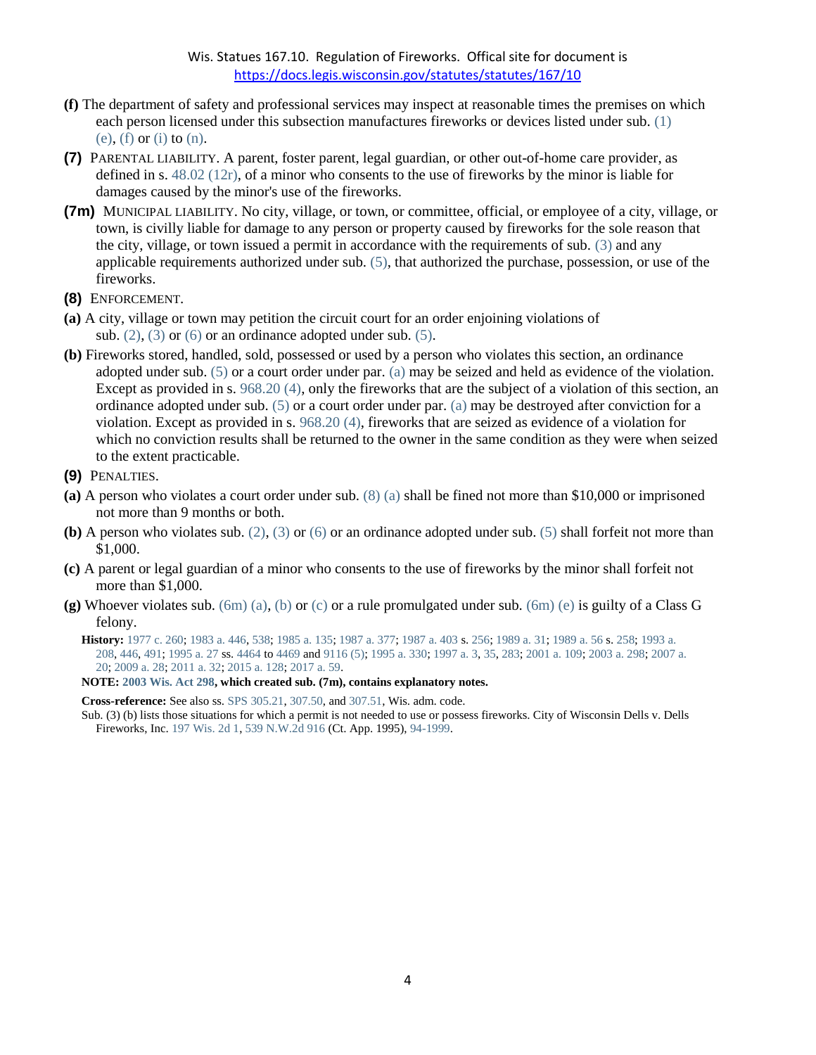**(f)** The department of safety and professional services may inspect at reasonable times the premises on which each person licensed under this subsection manufactures fireworks or devices listed under sub. (1) (e), (f) or (i) to (n).

**(7)** PARENTAL LIABILITY. A parent, foster parent, legal guardian, or other out-of-home care provider, as defined in s. 48.02 (12r), of a minor who consents to the use of fireworks by the minor is liable for damages caused by the minor's use of the fireworks.

**(7m)** MUNICIPAL LIABILITY. No city, village, or town, or committee, official, or employee of a city, village, or town, is civilly liable for damage to any person or property caused by fireworks for the sole reason that the city, village, or town issued a permit in accordance with the requirements of sub. (3) and any applicable requirements authorized under sub. (5), that authorized the purchase, possession, or use of the fireworks.

**(8)** ENFORCEMENT.

**(a)** A city, village or town may petition the circuit court for an order enjoining violations of sub. (2), (3) or (6) or an ordinance adopted under sub. (5).

**(b)** Fireworks stored, handled, sold, possessed or used by a person who violates this section, an ordinance adopted under sub. (5) or a court order under par. (a) may be seized and held as evidence of the violation. Except as provided in s. 968.20 (4), only the fireworks that are the subject of a violation of this section, an ordinance adopted under sub. (5) or a court order under par. (a) may be destroyed after conviction for a violation. Except as provided in s. 968.20 (4), fireworks that are seized as evidence of a violation for which no conviction results shall be returned to the owner in the same condition as they were when seized to the extent practicable.

**(9)** PENALTIES.

**(a)** A person who violates a court order under sub. (8) (a) shall be fined not more than $10,000 or imprisoned not more than 9 months or both.

**(b)** A person who violates sub. (2), (3) or (6) or an ordinance adopted under sub. (5) shall forfeit not more than $1,000.

**(c)** A parent or legal guardian of a minor who consents to the use of fireworks by the minor shall forfeit not more than $1,000.

**(g)** Whoever violates sub. (6m) (a), (b) or (c) or a rule promulgated under sub. (6m) (e) is guilty of a Class G felony.

**History:** 1977 c. 260; 1983 a. 446, 538; 1985 a. 135; 1987 a. 377; 1987 a. 403 s. 256; 1989 a. 31; 1989 a. 56 s. 258; 1993 a. 208, 446, 491; 1995 a. 27 ss. 4464 to 4469 and 9116 (5); 1995 a. 330; 1997 a. 3, 35, 283; 2001 a. 109; 2003 a. 298; 2007 a. 20; 2009 a. 28; 2011 a. 32; 2015 a. 128; 2017 a. 59.

**NOTE: 2003 Wis. Act 298, which created sub. (7m), contains explanatory notes.**

**Cross-reference:** See also ss. SPS 305.21, 307.50, and 307.51, Wis. adm. code.

Sub. (3) (b) lists those situations for which a permit is not needed to use or possess fireworks. City of Wisconsin Dells v. Dells Fireworks, Inc. 197 Wis. 2d 1, 539 N.W.2d 916 (Ct. App. 1995), 94-1999.